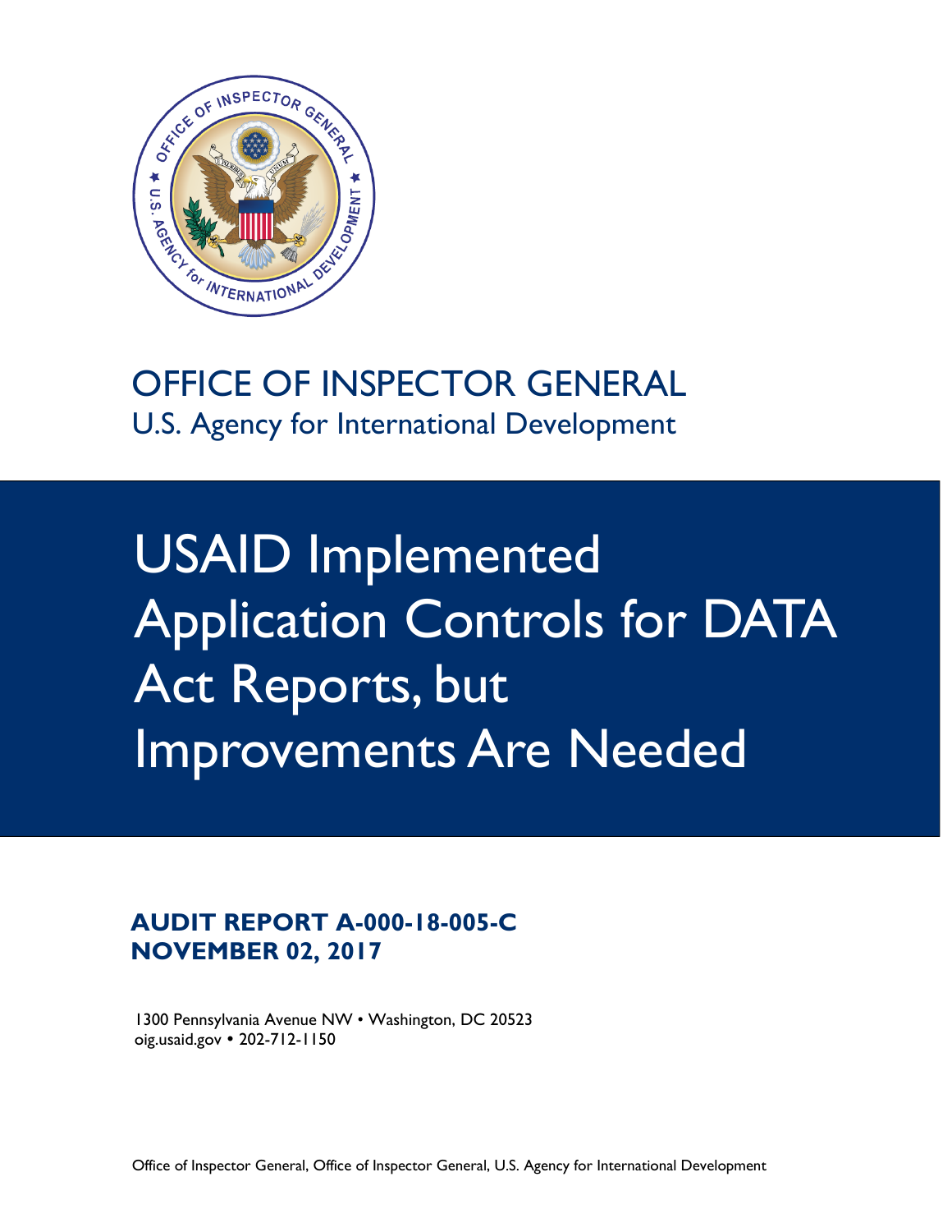OFFICE OF INSPECTOR GENERAL
U.S. Agency for International Development

# USAID Implemented Application Controls for DATA Act Reports, but Improvements Are Needed

**AUDIT REPORT A-000-18-005-C**
**NOVEMBER 02, 2017**

1300 Pennsylvania Avenue NW • Washington, DC 20523
oig.usaid.gov • 202-712-1150

Office of Inspector General, Office of Inspector General, U.S. Agency for International Development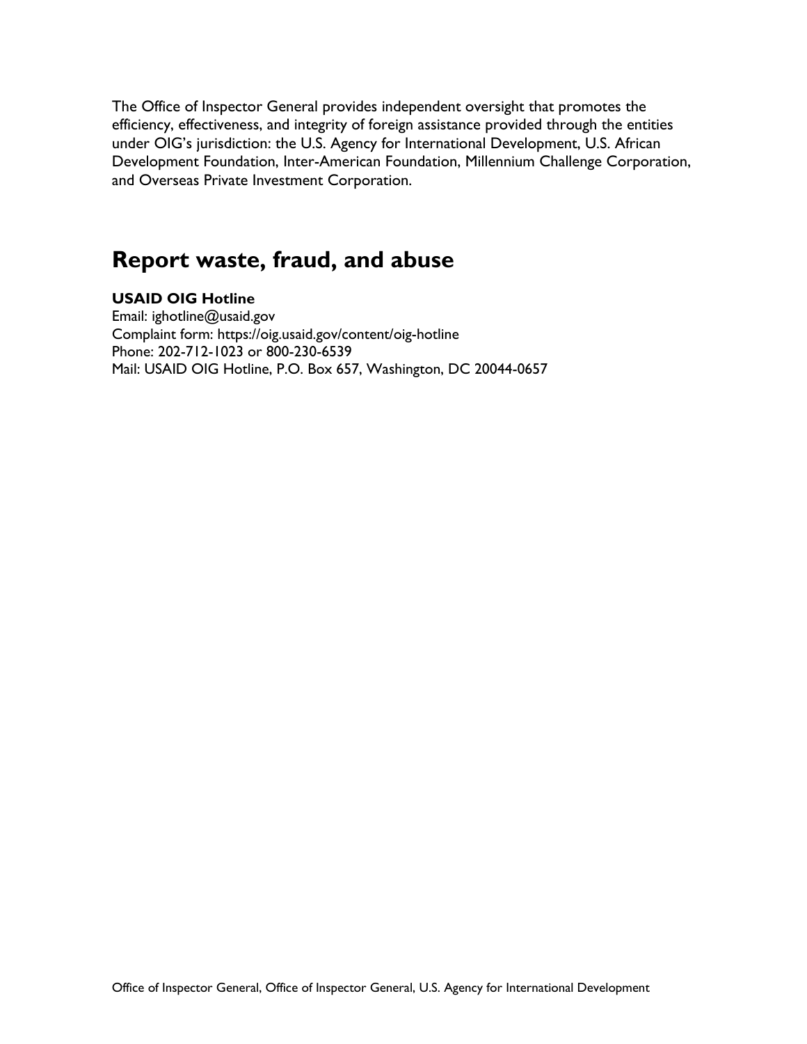The Office of Inspector General provides independent oversight that promotes the efficiency, effectiveness, and integrity of foreign assistance provided through the entities under OIG's jurisdiction: the U.S. Agency for International Development, U.S. African Development Foundation, Inter-American Foundation, Millennium Challenge Corporation, and Overseas Private Investment Corporation.

## Report waste, fraud, and abuse

**USAID OIG Hotline**
Email: ighotline@usaid.gov
Complaint form: https://oig.usaid.gov/content/oig-hotline
Phone: 202-712-1023 or 800-230-6539
Mail: USAID OIG Hotline, P.O. Box 657, Washington, DC 20044-0657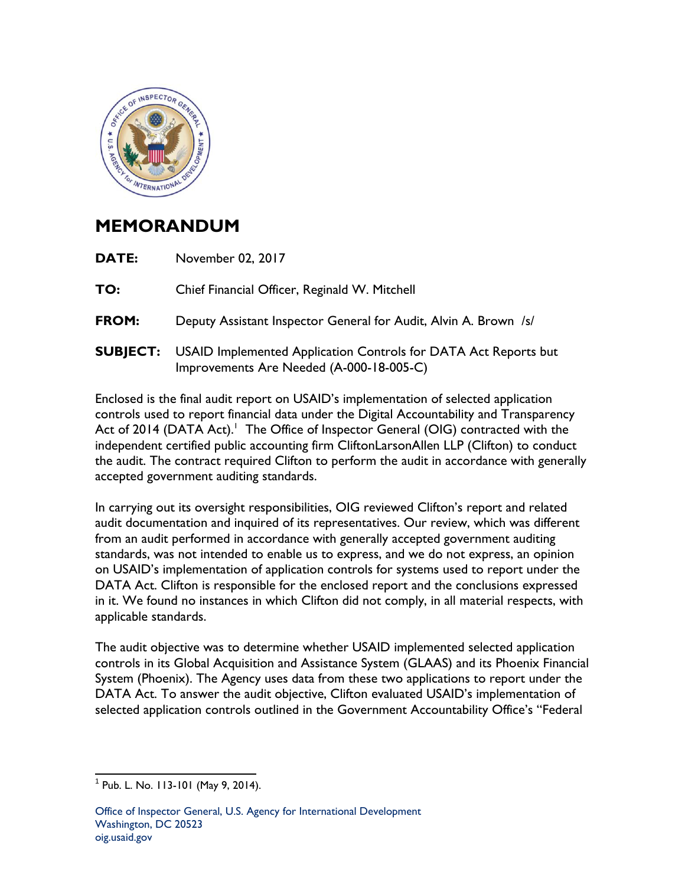# MEMORANDUM

**DATE:** November 02, 2017

**TO:** Chief Financial Officer, Reginald W. Mitchell

**FROM:** Deputy Assistant Inspector General for Audit, Alvin A. Brown /s/

**SUBJECT:** USAID Implemented Application Controls for DATA Act Reports but Improvements Are Needed (A-000-18-005-C)

Enclosed is the final audit report on USAID's implementation of selected application controls used to report financial data under the Digital Accountability and Transparency Act of 2014 (DATA Act).[1] The Office of Inspector General (OIG) contracted with the independent certified public accounting firm CliftonLarsonAllen LLP (Clifton) to conduct the audit. The contract required Clifton to perform the audit in accordance with generally accepted government auditing standards.

In carrying out its oversight responsibilities, OIG reviewed Clifton's report and related audit documentation and inquired of its representatives. Our review, which was different from an audit performed in accordance with generally accepted government auditing standards, was not intended to enable us to express, and we do not express, an opinion on USAID's implementation of application controls for systems used to report under the DATA Act. Clifton is responsible for the enclosed report and the conclusions expressed in it. We found no instances in which Clifton did not comply, in all material respects, with applicable standards.

The audit objective was to determine whether USAID implemented selected application controls in its Global Acquisition and Assistance System (GLAAS) and its Phoenix Financial System (Phoenix). The Agency uses data from these two applications to report under the DATA Act. To answer the audit objective, Clifton evaluated USAID's implementation of selected application controls outlined in the Government Accountability Office's "Federal

[1] Pub. L. No. 113-101 (May 9, 2014).

Office of Inspector General, U.S. Agency for International Development
Washington, DC 20523
oig.usaid.gov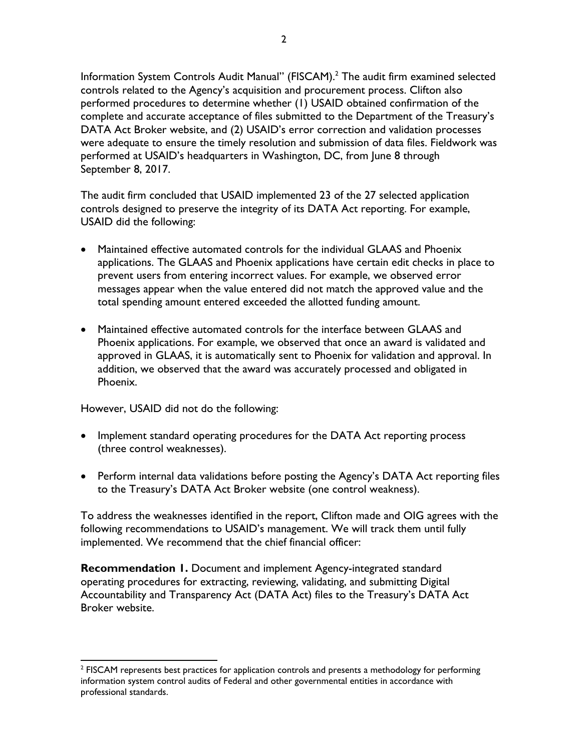Information System Controls Audit Manual" (FISCAM).[2] The audit firm examined selected controls related to the Agency's acquisition and procurement process. Clifton also performed procedures to determine whether (1) USAID obtained confirmation of the complete and accurate acceptance of files submitted to the Department of the Treasury's DATA Act Broker website, and (2) USAID's error correction and validation processes were adequate to ensure the timely resolution and submission of data files. Fieldwork was performed at USAID's headquarters in Washington, DC, from June 8 through September 8, 2017.

The audit firm concluded that USAID implemented 23 of the 27 selected application controls designed to preserve the integrity of its DATA Act reporting. For example, USAID did the following:

- Maintained effective automated controls for the individual GLAAS and Phoenix applications. The GLAAS and Phoenix applications have certain edit checks in place to prevent users from entering incorrect values. For example, we observed error messages appear when the value entered did not match the approved value and the total spending amount entered exceeded the allotted funding amount.

- Maintained effective automated controls for the interface between GLAAS and Phoenix applications. For example, we observed that once an award is validated and approved in GLAAS, it is automatically sent to Phoenix for validation and approval. In addition, we observed that the award was accurately processed and obligated in Phoenix.

However, USAID did not do the following:

- Implement standard operating procedures for the DATA Act reporting process (three control weaknesses).

- Perform internal data validations before posting the Agency's DATA Act reporting files to the Treasury's DATA Act Broker website (one control weakness).

To address the weaknesses identified in the report, Clifton made and OIG agrees with the following recommendations to USAID's management. We will track them until fully implemented. We recommend that the chief financial officer:

**Recommendation 1.** Document and implement Agency-integrated standard operating procedures for extracting, reviewing, validating, and submitting Digital Accountability and Transparency Act (DATA Act) files to the Treasury's DATA Act Broker website.

---

[2] FISCAM represents best practices for application controls and presents a methodology for performing information system control audits of Federal and other governmental entities in accordance with professional standards.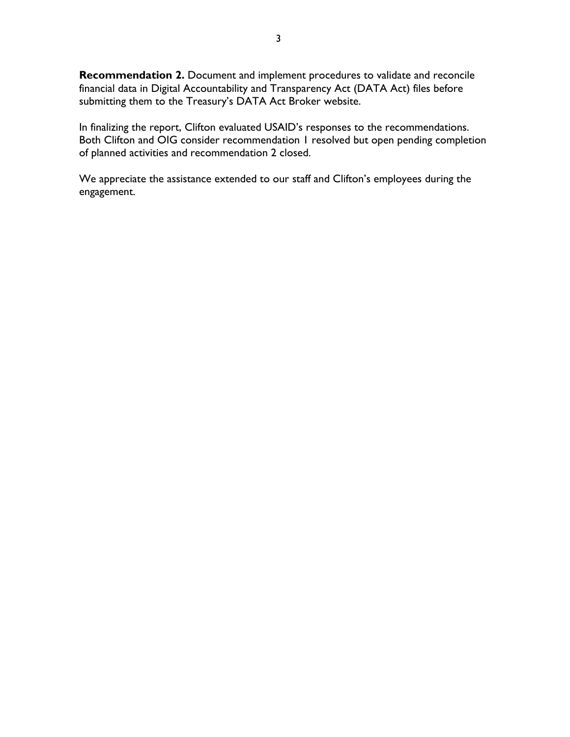**Recommendation 2.** Document and implement procedures to validate and reconcile financial data in Digital Accountability and Transparency Act (DATA Act) files before submitting them to the Treasury's DATA Act Broker website.

In finalizing the report, Clifton evaluated USAID's responses to the recommendations. Both Clifton and OIG consider recommendation 1 resolved but open pending completion of planned activities and recommendation 2 closed.

We appreciate the assistance extended to our staff and Clifton's employees during the engagement.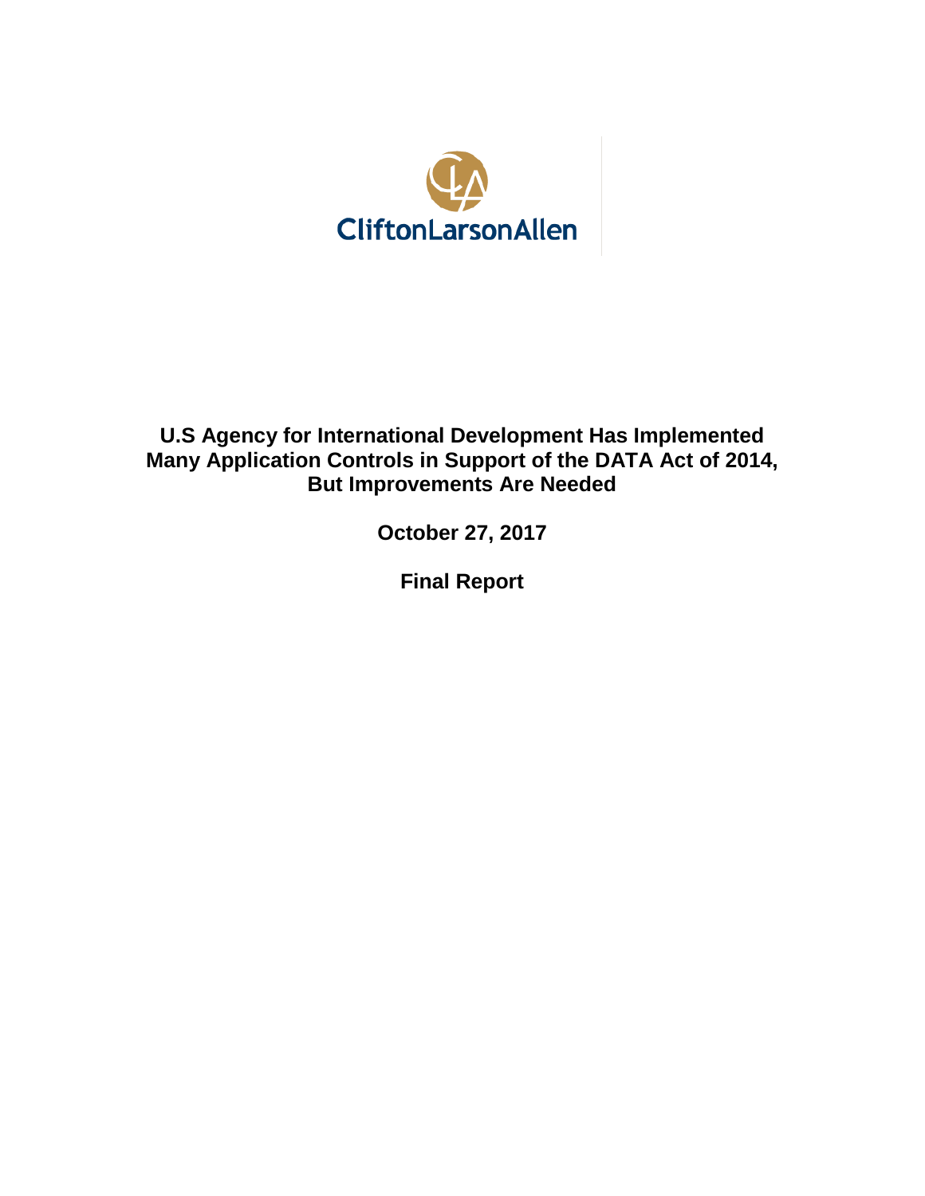CliftonLarsonAllen

# U.S Agency for International Development Has Implemented Many Application Controls in Support of the DATA Act of 2014, But Improvements Are Needed

**October 27, 2017**

**Final Report**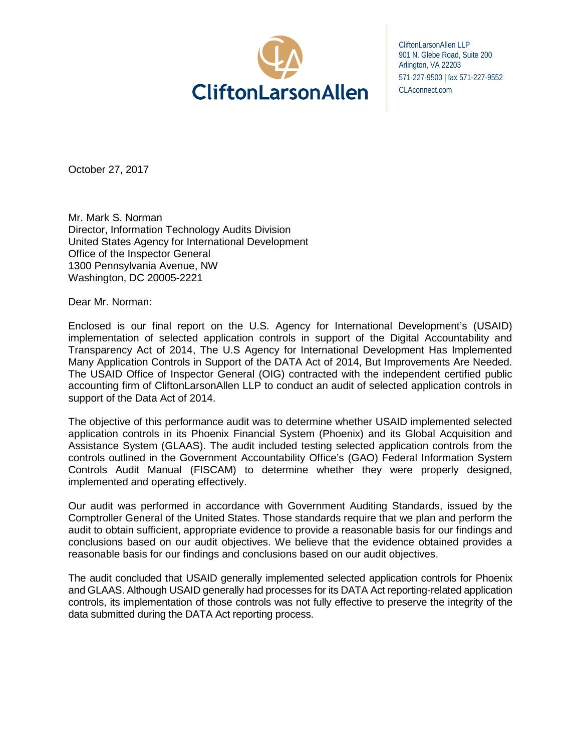CliftonLarsonAllen LLP
901 N. Glebe Road, Suite 200
Arlington, VA 22203
571-227-9500 | fax 571-227-9552
CLAconnect.com

October 27, 2017

Mr. Mark S. Norman
Director, Information Technology Audits Division
United States Agency for International Development
Office of the Inspector General
1300 Pennsylvania Avenue, NW
Washington, DC 20005-2221

Dear Mr. Norman:

Enclosed is our final report on the U.S. Agency for International Development's (USAID) implementation of selected application controls in support of the Digital Accountability and Transparency Act of 2014, The U.S Agency for International Development Has Implemented Many Application Controls in Support of the DATA Act of 2014, But Improvements Are Needed. The USAID Office of Inspector General (OIG) contracted with the independent certified public accounting firm of CliftonLarsonAllen LLP to conduct an audit of selected application controls in support of the Data Act of 2014.

The objective of this performance audit was to determine whether USAID implemented selected application controls in its Phoenix Financial System (Phoenix) and its Global Acquisition and Assistance System (GLAAS). The audit included testing selected application controls from the controls outlined in the Government Accountability Office's (GAO) Federal Information System Controls Audit Manual (FISCAM) to determine whether they were properly designed, implemented and operating effectively.

Our audit was performed in accordance with Government Auditing Standards, issued by the Comptroller General of the United States. Those standards require that we plan and perform the audit to obtain sufficient, appropriate evidence to provide a reasonable basis for our findings and conclusions based on our audit objectives. We believe that the evidence obtained provides a reasonable basis for our findings and conclusions based on our audit objectives.

The audit concluded that USAID generally implemented selected application controls for Phoenix and GLAAS. Although USAID generally had processes for its DATA Act reporting-related application controls, its implementation of those controls was not fully effective to preserve the integrity of the data submitted during the DATA Act reporting process.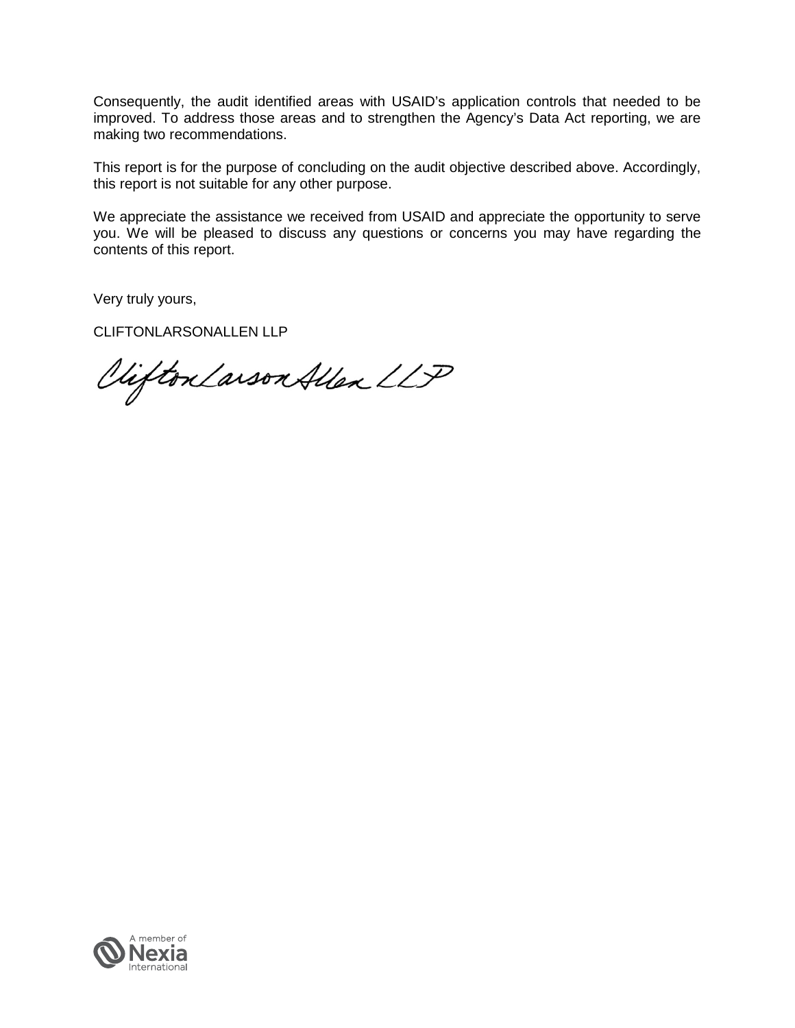Consequently, the audit identified areas with USAID's application controls that needed to be improved. To address those areas and to strengthen the Agency's Data Act reporting, we are making two recommendations.

This report is for the purpose of concluding on the audit objective described above. Accordingly, this report is not suitable for any other purpose.

We appreciate the assistance we received from USAID and appreciate the opportunity to serve you. We will be pleased to discuss any questions or concerns you may have regarding the contents of this report.

Very truly yours,

CLIFTONLARSONALLEN LLP

CliftonLarsonAllen LLP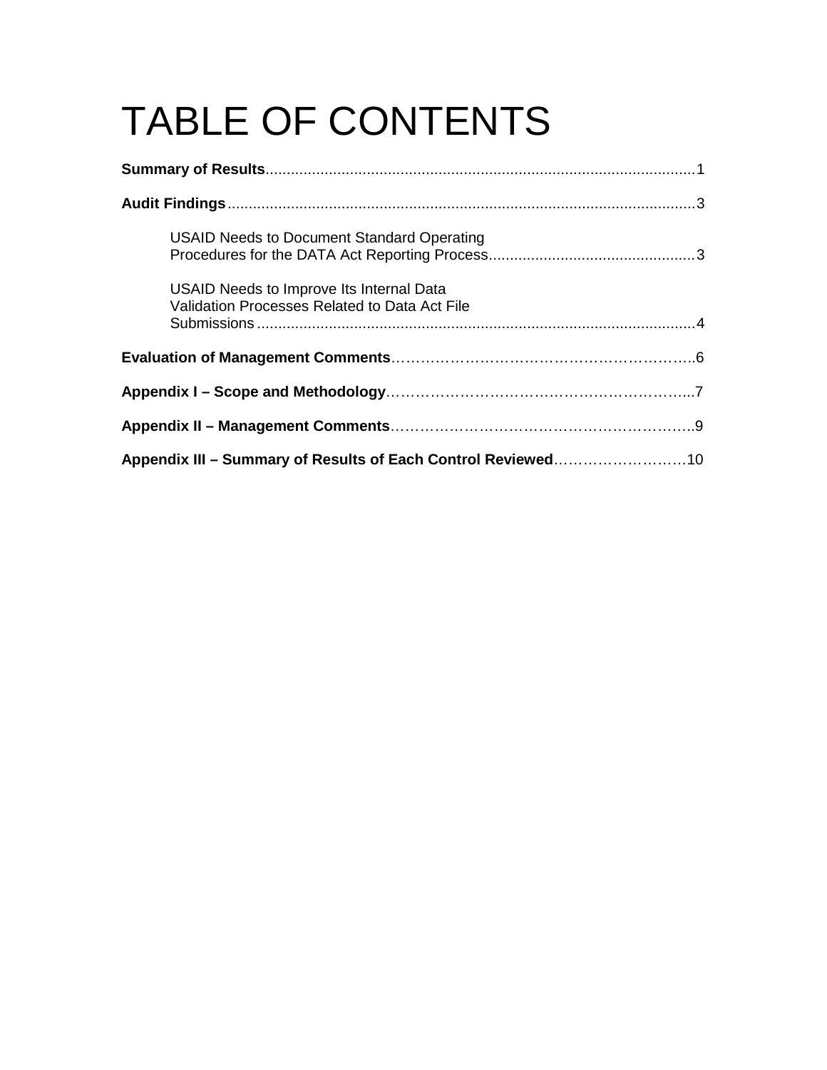# TABLE OF CONTENTS

**Summary of Results**........................................................................................................1

**Audit Findings**...................................................................................................................3

USAID Needs to Document Standard Operating Procedures for the DATA Act Reporting Process...............................................3

USAID Needs to Improve Its Internal Data Validation Processes Related to Data Act File Submissions.......................................................................................................4

**Evaluation of Management Comments**……………………………………………………..6

**Appendix I – Scope and Methodology**……………………………………………………...7

**Appendix II – Management Comments**……………………………………………………..9

**Appendix III – Summary of Results of Each Control Reviewed**………………………10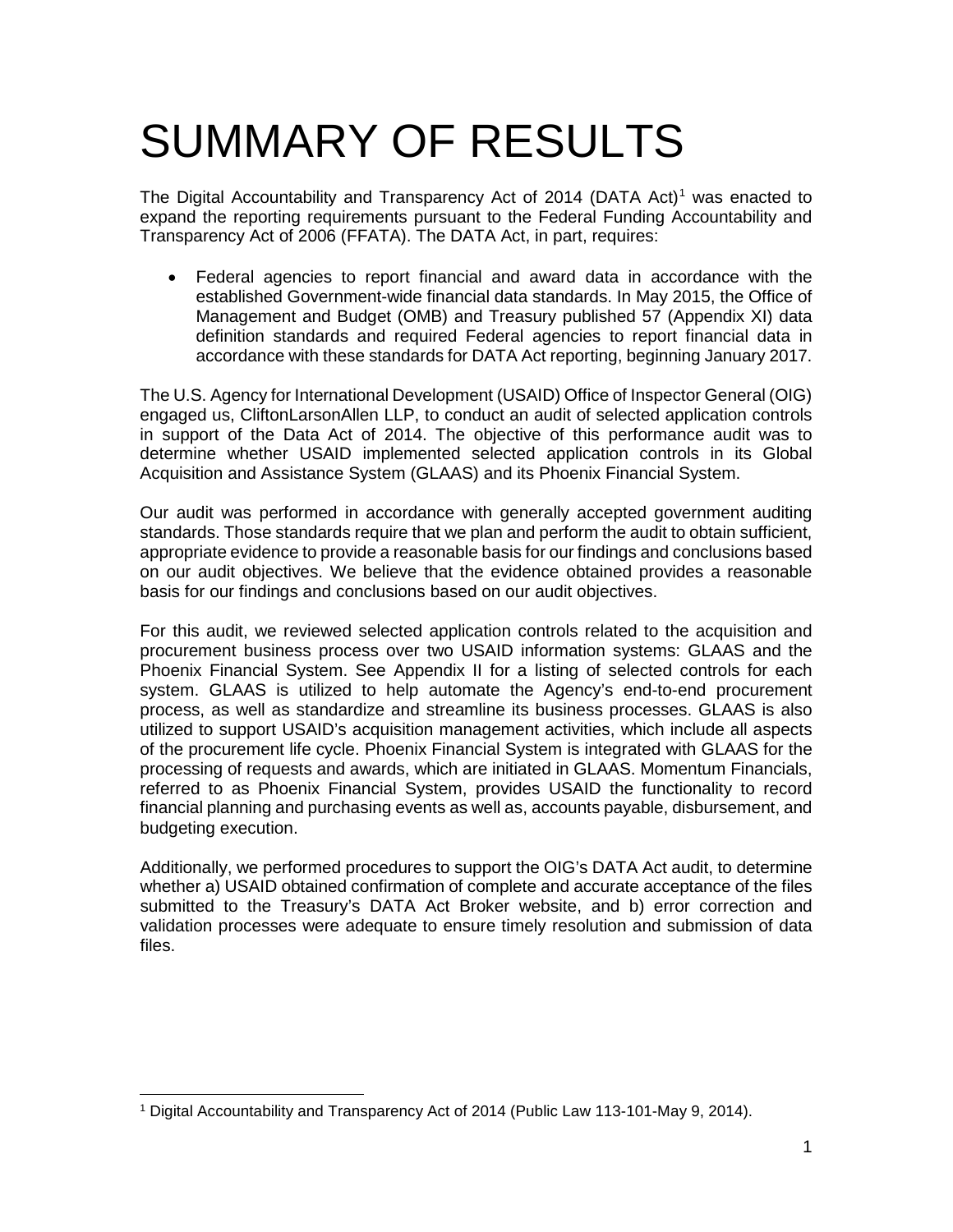# SUMMARY OF RESULTS

The Digital Accountability and Transparency Act of 2014 (DATA Act)[1] was enacted to expand the reporting requirements pursuant to the Federal Funding Accountability and Transparency Act of 2006 (FFATA). The DATA Act, in part, requires:

- Federal agencies to report financial and award data in accordance with the established Government-wide financial data standards. In May 2015, the Office of Management and Budget (OMB) and Treasury published 57 (Appendix XI) data definition standards and required Federal agencies to report financial data in accordance with these standards for DATA Act reporting, beginning January 2017.

The U.S. Agency for International Development (USAID) Office of Inspector General (OIG) engaged us, CliftonLarsonAllen LLP, to conduct an audit of selected application controls in support of the Data Act of 2014. The objective of this performance audit was to determine whether USAID implemented selected application controls in its Global Acquisition and Assistance System (GLAAS) and its Phoenix Financial System.

Our audit was performed in accordance with generally accepted government auditing standards. Those standards require that we plan and perform the audit to obtain sufficient, appropriate evidence to provide a reasonable basis for our findings and conclusions based on our audit objectives. We believe that the evidence obtained provides a reasonable basis for our findings and conclusions based on our audit objectives.

For this audit, we reviewed selected application controls related to the acquisition and procurement business process over two USAID information systems: GLAAS and the Phoenix Financial System. See Appendix II for a listing of selected controls for each system. GLAAS is utilized to help automate the Agency's end-to-end procurement process, as well as standardize and streamline its business processes. GLAAS is also utilized to support USAID's acquisition management activities, which include all aspects of the procurement life cycle. Phoenix Financial System is integrated with GLAAS for the processing of requests and awards, which are initiated in GLAAS. Momentum Financials, referred to as Phoenix Financial System, provides USAID the functionality to record financial planning and purchasing events as well as, accounts payable, disbursement, and budgeting execution.

Additionally, we performed procedures to support the OIG's DATA Act audit, to determine whether a) USAID obtained confirmation of complete and accurate acceptance of the files submitted to the Treasury's DATA Act Broker website, and b) error correction and validation processes were adequate to ensure timely resolution and submission of data files.

[1] Digital Accountability and Transparency Act of 2014 (Public Law 113-101-May 9, 2014).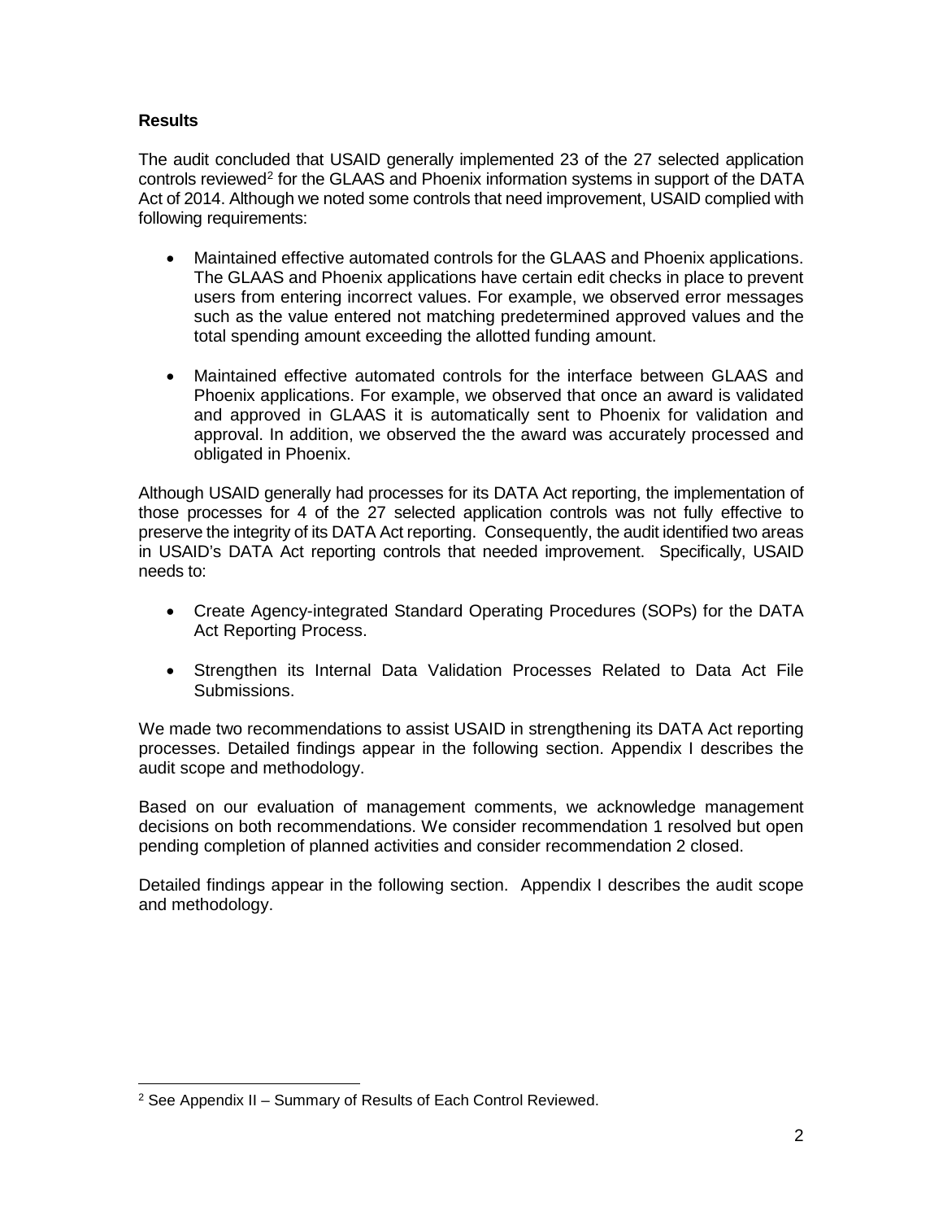**Results**

The audit concluded that USAID generally implemented 23 of the 27 selected application controls reviewed[2] for the GLAAS and Phoenix information systems in support of the DATA Act of 2014. Although we noted some controls that need improvement, USAID complied with following requirements:

- Maintained effective automated controls for the GLAAS and Phoenix applications. The GLAAS and Phoenix applications have certain edit checks in place to prevent users from entering incorrect values. For example, we observed error messages such as the value entered not matching predetermined approved values and the total spending amount exceeding the allotted funding amount.

- Maintained effective automated controls for the interface between GLAAS and Phoenix applications. For example, we observed that once an award is validated and approved in GLAAS it is automatically sent to Phoenix for validation and approval. In addition, we observed the the award was accurately processed and obligated in Phoenix.

Although USAID generally had processes for its DATA Act reporting, the implementation of those processes for 4 of the 27 selected application controls was not fully effective to preserve the integrity of its DATA Act reporting. Consequently, the audit identified two areas in USAID's DATA Act reporting controls that needed improvement. Specifically, USAID needs to:

- Create Agency-integrated Standard Operating Procedures (SOPs) for the DATA Act Reporting Process.

- Strengthen its Internal Data Validation Processes Related to Data Act File Submissions.

We made two recommendations to assist USAID in strengthening its DATA Act reporting processes. Detailed findings appear in the following section. Appendix I describes the audit scope and methodology.

Based on our evaluation of management comments, we acknowledge management decisions on both recommendations. We consider recommendation 1 resolved but open pending completion of planned activities and consider recommendation 2 closed.

Detailed findings appear in the following section. Appendix I describes the audit scope and methodology.

[2] See Appendix II – Summary of Results of Each Control Reviewed.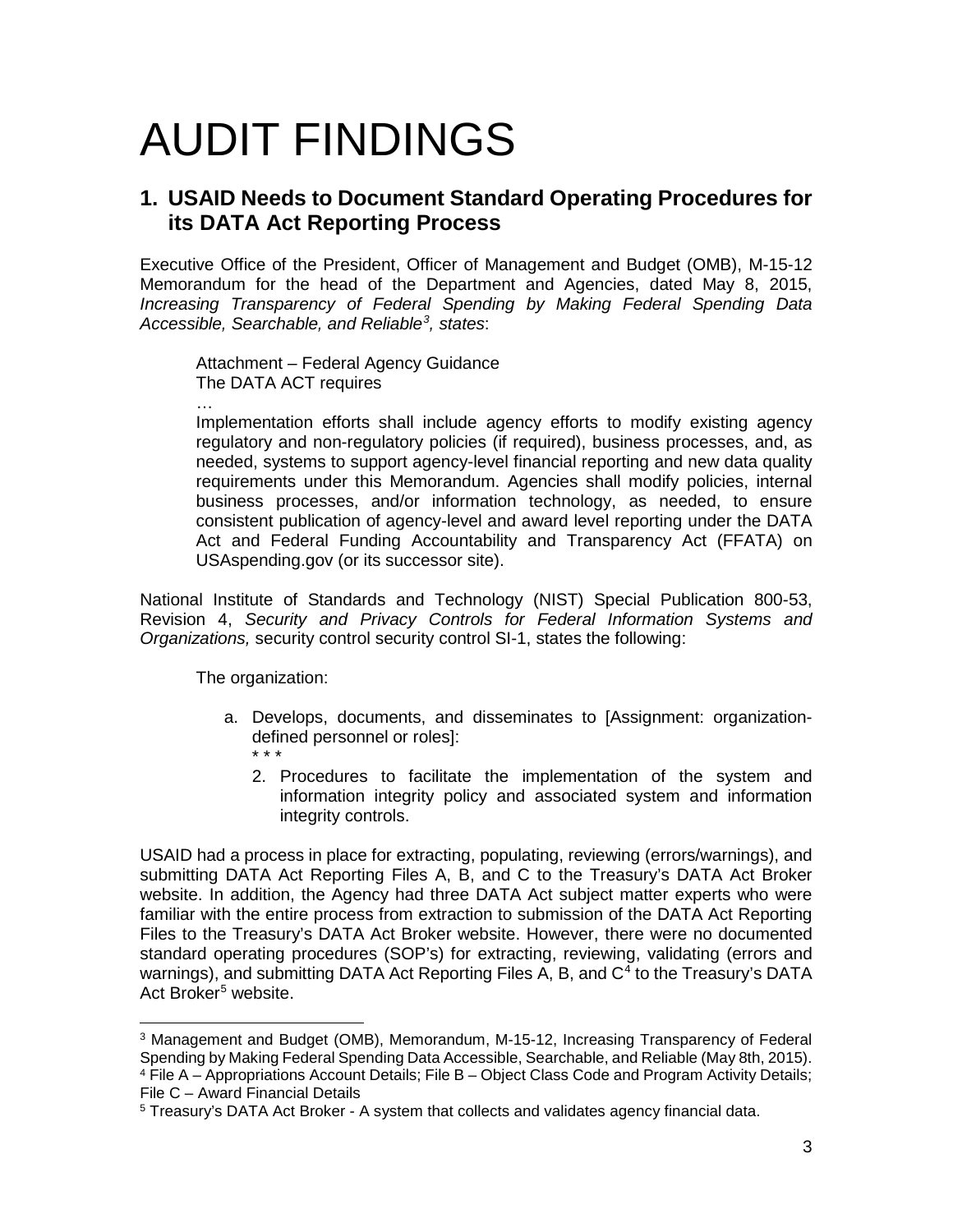# AUDIT FINDINGS

## 1. USAID Needs to Document Standard Operating Procedures for its DATA Act Reporting Process

Executive Office of the President, Officer of Management and Budget (OMB), M-15-12 Memorandum for the head of the Department and Agencies, dated May 8, 2015, *Increasing Transparency of Federal Spending by Making Federal Spending Data Accessible, Searchable, and Reliable*[3]*, states*:

> Attachment – Federal Agency Guidance
> The DATA ACT requires
> …
> Implementation efforts shall include agency efforts to modify existing agency regulatory and non-regulatory policies (if required), business processes, and, as needed, systems to support agency-level financial reporting and new data quality requirements under this Memorandum. Agencies shall modify policies, internal business processes, and/or information technology, as needed, to ensure consistent publication of agency-level and award level reporting under the DATA Act and Federal Funding Accountability and Transparency Act (FFATA) on USAspending.gov (or its successor site).

National Institute of Standards and Technology (NIST) Special Publication 800-53, Revision 4, *Security and Privacy Controls for Federal Information Systems and Organizations,* security control security control SI-1, states the following:

> The organization:
>
> a. Develops, documents, and disseminates to [Assignment: organization-defined personnel or roles]:
>    * * *
>    2. Procedures to facilitate the implementation of the system and information integrity policy and associated system and information integrity controls.

USAID had a process in place for extracting, populating, reviewing (errors/warnings), and submitting DATA Act Reporting Files A, B, and C to the Treasury's DATA Act Broker website. In addition, the Agency had three DATA Act subject matter experts who were familiar with the entire process from extraction to submission of the DATA Act Reporting Files to the Treasury's DATA Act Broker website. However, there were no documented standard operating procedures (SOP's) for extracting, reviewing, validating (errors and warnings), and submitting DATA Act Reporting Files A, B, and C[4] to the Treasury's DATA Act Broker[5] website.

---

[3] Management and Budget (OMB), Memorandum, M-15-12, Increasing Transparency of Federal Spending by Making Federal Spending Data Accessible, Searchable, and Reliable (May 8th, 2015).

[4] File A – Appropriations Account Details; File B – Object Class Code and Program Activity Details; File C – Award Financial Details

[5] Treasury's DATA Act Broker - A system that collects and validates agency financial data.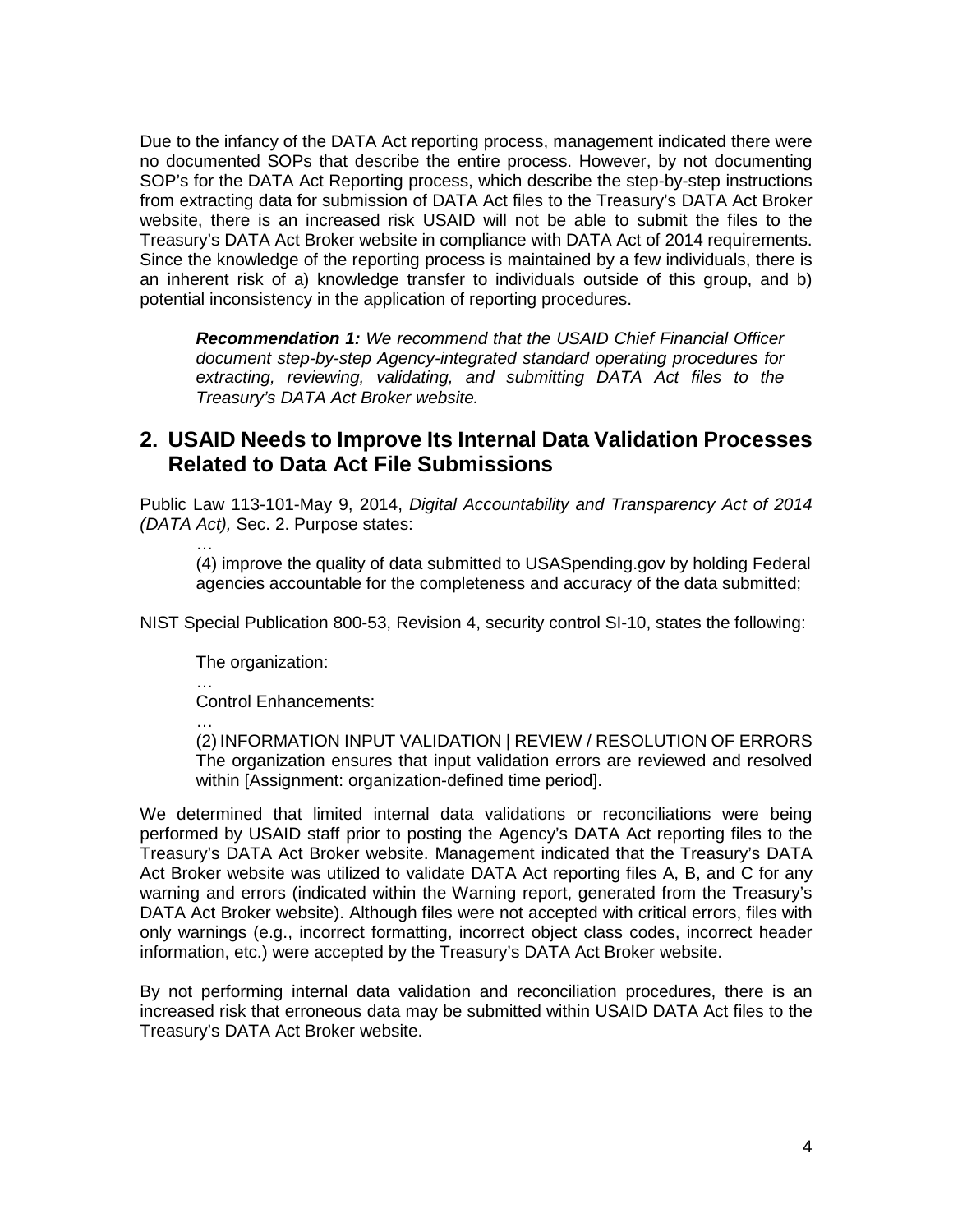Due to the infancy of the DATA Act reporting process, management indicated there were no documented SOPs that describe the entire process. However, by not documenting SOP's for the DATA Act Reporting process, which describe the step-by-step instructions from extracting data for submission of DATA Act files to the Treasury's DATA Act Broker website, there is an increased risk USAID will not be able to submit the files to the Treasury's DATA Act Broker website in compliance with DATA Act of 2014 requirements. Since the knowledge of the reporting process is maintained by a few individuals, there is an inherent risk of a) knowledge transfer to individuals outside of this group, and b) potential inconsistency in the application of reporting procedures.

> ***Recommendation 1:*** *We recommend that the USAID Chief Financial Officer document step-by-step Agency-integrated standard operating procedures for extracting, reviewing, validating, and submitting DATA Act files to the Treasury's DATA Act Broker website.*

## 2. USAID Needs to Improve Its Internal Data Validation Processes Related to Data Act File Submissions

Public Law 113-101-May 9, 2014, *Digital Accountability and Transparency Act of 2014 (DATA Act),* Sec. 2. Purpose states:

> …
>
> (4) improve the quality of data submitted to USASpending.gov by holding Federal agencies accountable for the completeness and accuracy of the data submitted;

NIST Special Publication 800-53, Revision 4, security control SI-10, states the following:

> The organization:
>
> …
>
> Control Enhancements:
>
> …
>
> (2) INFORMATION INPUT VALIDATION | REVIEW / RESOLUTION OF ERRORS The organization ensures that input validation errors are reviewed and resolved within [Assignment: organization-defined time period].

We determined that limited internal data validations or reconciliations were being performed by USAID staff prior to posting the Agency's DATA Act reporting files to the Treasury's DATA Act Broker website. Management indicated that the Treasury's DATA Act Broker website was utilized to validate DATA Act reporting files A, B, and C for any warning and errors (indicated within the Warning report, generated from the Treasury's DATA Act Broker website). Although files were not accepted with critical errors, files with only warnings (e.g., incorrect formatting, incorrect object class codes, incorrect header information, etc.) were accepted by the Treasury's DATA Act Broker website.

By not performing internal data validation and reconciliation procedures, there is an increased risk that erroneous data may be submitted within USAID DATA Act files to the Treasury's DATA Act Broker website.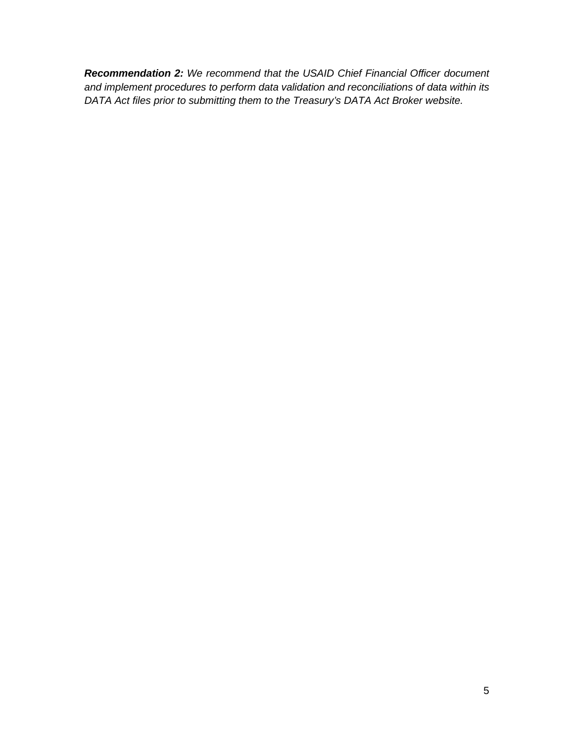***Recommendation 2:*** *We recommend that the USAID Chief Financial Officer document and implement procedures to perform data validation and reconciliations of data within its DATA Act files prior to submitting them to the Treasury's DATA Act Broker website.*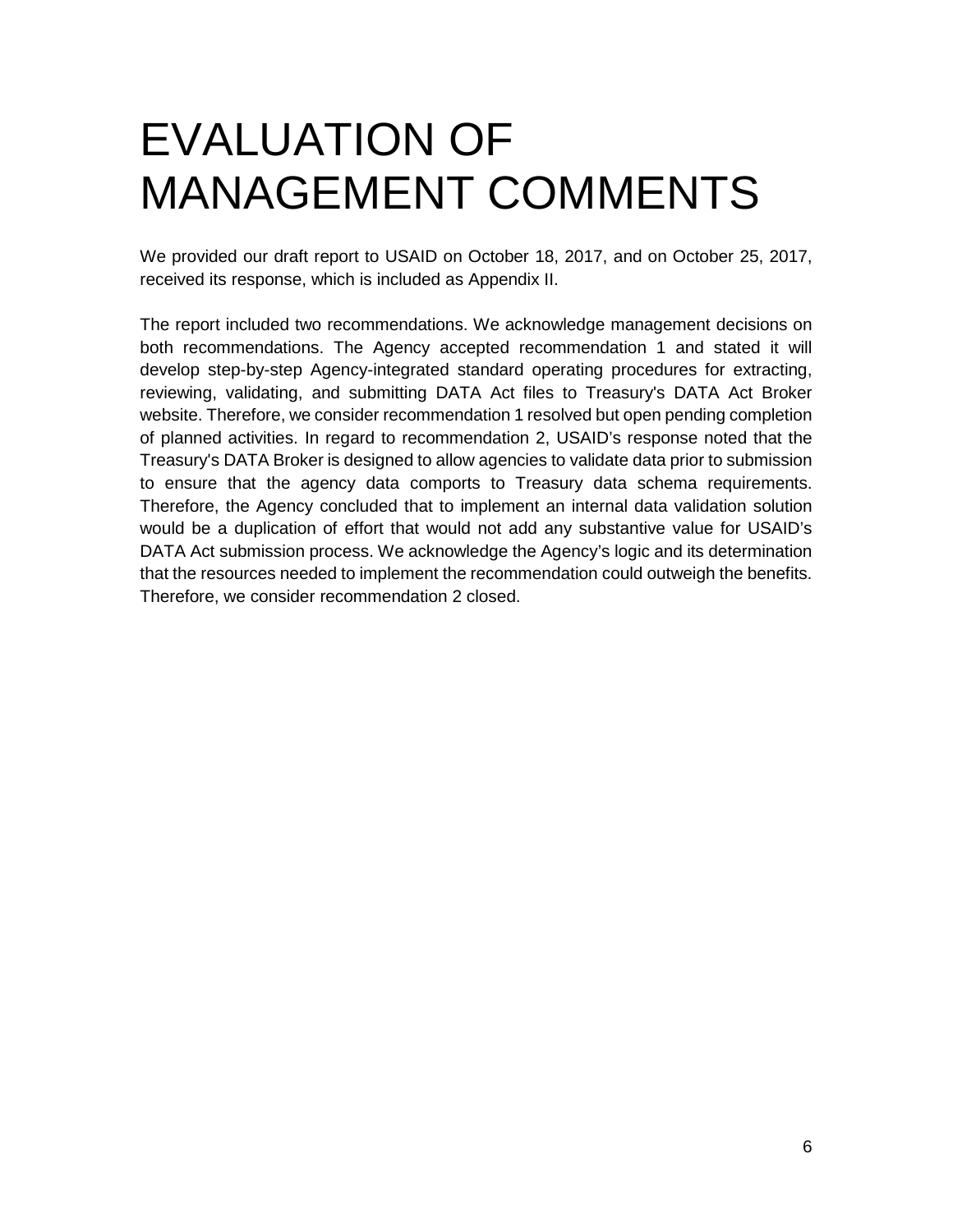# EVALUATION OF MANAGEMENT COMMENTS

We provided our draft report to USAID on October 18, 2017, and on October 25, 2017, received its response, which is included as Appendix II.

The report included two recommendations. We acknowledge management decisions on both recommendations. The Agency accepted recommendation 1 and stated it will develop step-by-step Agency-integrated standard operating procedures for extracting, reviewing, validating, and submitting DATA Act files to Treasury's DATA Act Broker website. Therefore, we consider recommendation 1 resolved but open pending completion of planned activities. In regard to recommendation 2, USAID's response noted that the Treasury's DATA Broker is designed to allow agencies to validate data prior to submission to ensure that the agency data comports to Treasury data schema requirements. Therefore, the Agency concluded that to implement an internal data validation solution would be a duplication of effort that would not add any substantive value for USAID's DATA Act submission process. We acknowledge the Agency's logic and its determination that the resources needed to implement the recommendation could outweigh the benefits. Therefore, we consider recommendation 2 closed.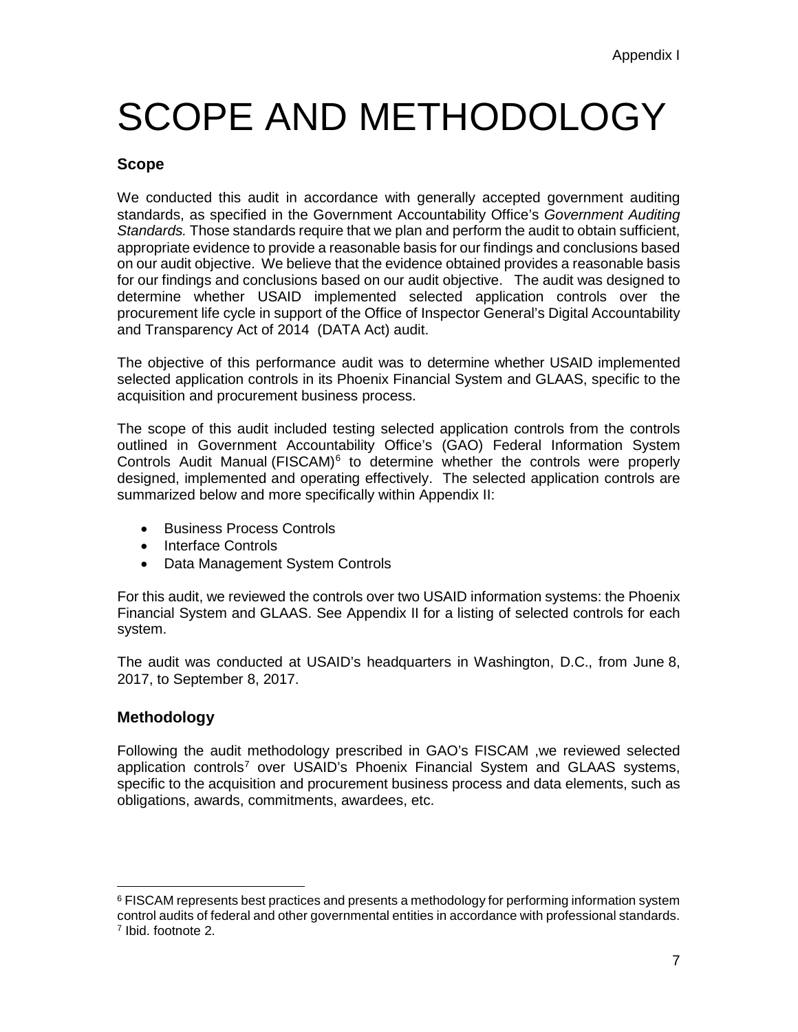Appendix I

# SCOPE AND METHODOLOGY

## Scope

We conducted this audit in accordance with generally accepted government auditing standards, as specified in the Government Accountability Office's *Government Auditing Standards.* Those standards require that we plan and perform the audit to obtain sufficient, appropriate evidence to provide a reasonable basis for our findings and conclusions based on our audit objective. We believe that the evidence obtained provides a reasonable basis for our findings and conclusions based on our audit objective. The audit was designed to determine whether USAID implemented selected application controls over the procurement life cycle in support of the Office of Inspector General's Digital Accountability and Transparency Act of 2014 (DATA Act) audit.

The objective of this performance audit was to determine whether USAID implemented selected application controls in its Phoenix Financial System and GLAAS, specific to the acquisition and procurement business process.

The scope of this audit included testing selected application controls from the controls outlined in Government Accountability Office's (GAO) Federal Information System Controls Audit Manual (FISCAM)[6] to determine whether the controls were properly designed, implemented and operating effectively. The selected application controls are summarized below and more specifically within Appendix II:

- Business Process Controls
- Interface Controls
- Data Management System Controls

For this audit, we reviewed the controls over two USAID information systems: the Phoenix Financial System and GLAAS. See Appendix II for a listing of selected controls for each system.

The audit was conducted at USAID's headquarters in Washington, D.C., from June 8, 2017, to September 8, 2017.

## Methodology

Following the audit methodology prescribed in GAO's FISCAM ,we reviewed selected application controls[7] over USAID's Phoenix Financial System and GLAAS systems, specific to the acquisition and procurement business process and data elements, such as obligations, awards, commitments, awardees, etc.

---

[6] FISCAM represents best practices and presents a methodology for performing information system control audits of federal and other governmental entities in accordance with professional standards.

[7] Ibid. footnote 2.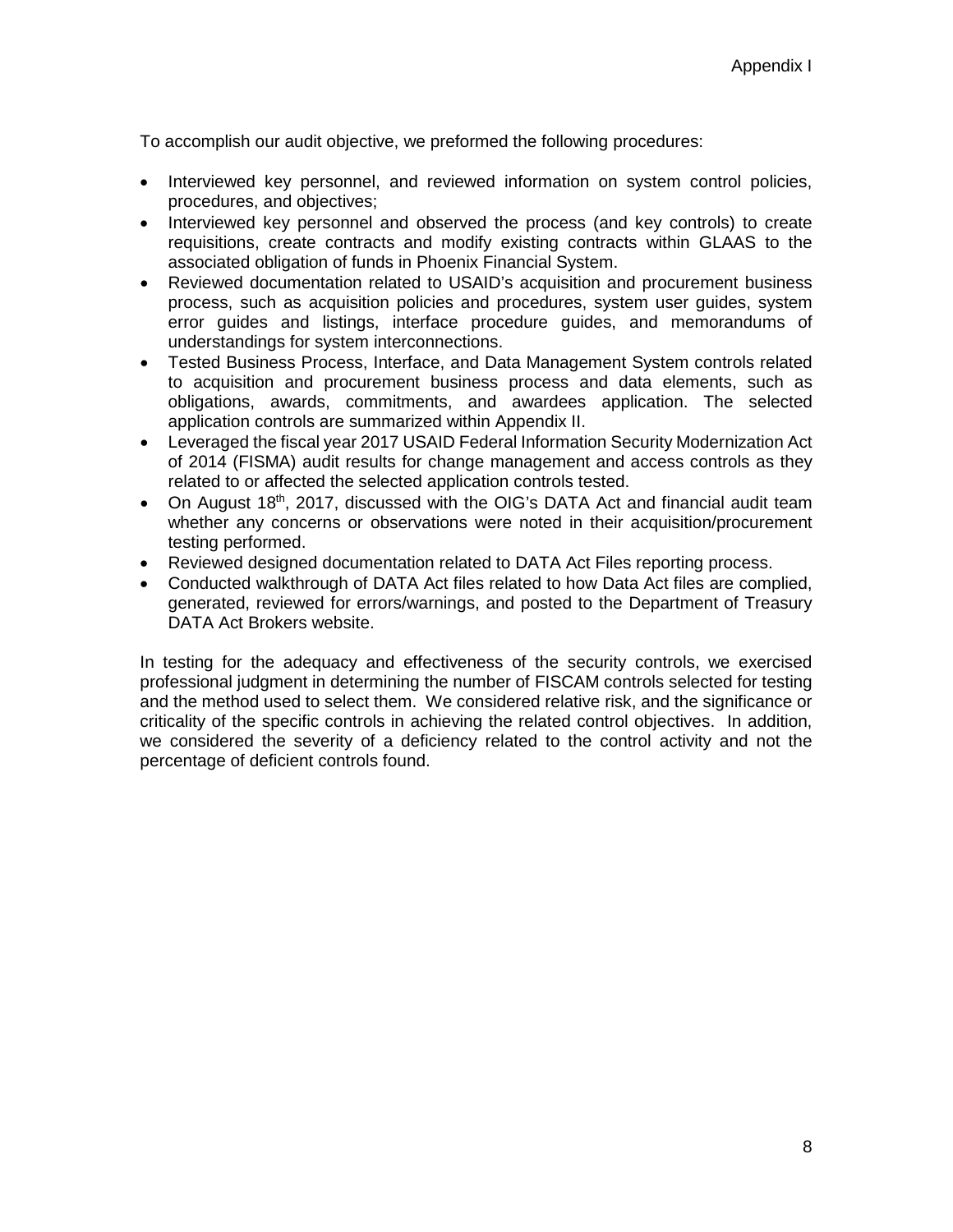To accomplish our audit objective, we preformed the following procedures:

- Interviewed key personnel, and reviewed information on system control policies, procedures, and objectives;
- Interviewed key personnel and observed the process (and key controls) to create requisitions, create contracts and modify existing contracts within GLAAS to the associated obligation of funds in Phoenix Financial System.
- Reviewed documentation related to USAID's acquisition and procurement business process, such as acquisition policies and procedures, system user guides, system error guides and listings, interface procedure guides, and memorandums of understandings for system interconnections.
- Tested Business Process, Interface, and Data Management System controls related to acquisition and procurement business process and data elements, such as obligations, awards, commitments, and awardees application. The selected application controls are summarized within Appendix II.
- Leveraged the fiscal year 2017 USAID Federal Information Security Modernization Act of 2014 (FISMA) audit results for change management and access controls as they related to or affected the selected application controls tested.
- On August 18th, 2017, discussed with the OIG's DATA Act and financial audit team whether any concerns or observations were noted in their acquisition/procurement testing performed.
- Reviewed designed documentation related to DATA Act Files reporting process.
- Conducted walkthrough of DATA Act files related to how Data Act files are complied, generated, reviewed for errors/warnings, and posted to the Department of Treasury DATA Act Brokers website.

In testing for the adequacy and effectiveness of the security controls, we exercised professional judgment in determining the number of FISCAM controls selected for testing and the method used to select them. We considered relative risk, and the significance or criticality of the specific controls in achieving the related control objectives. In addition, we considered the severity of a deficiency related to the control activity and not the percentage of deficient controls found.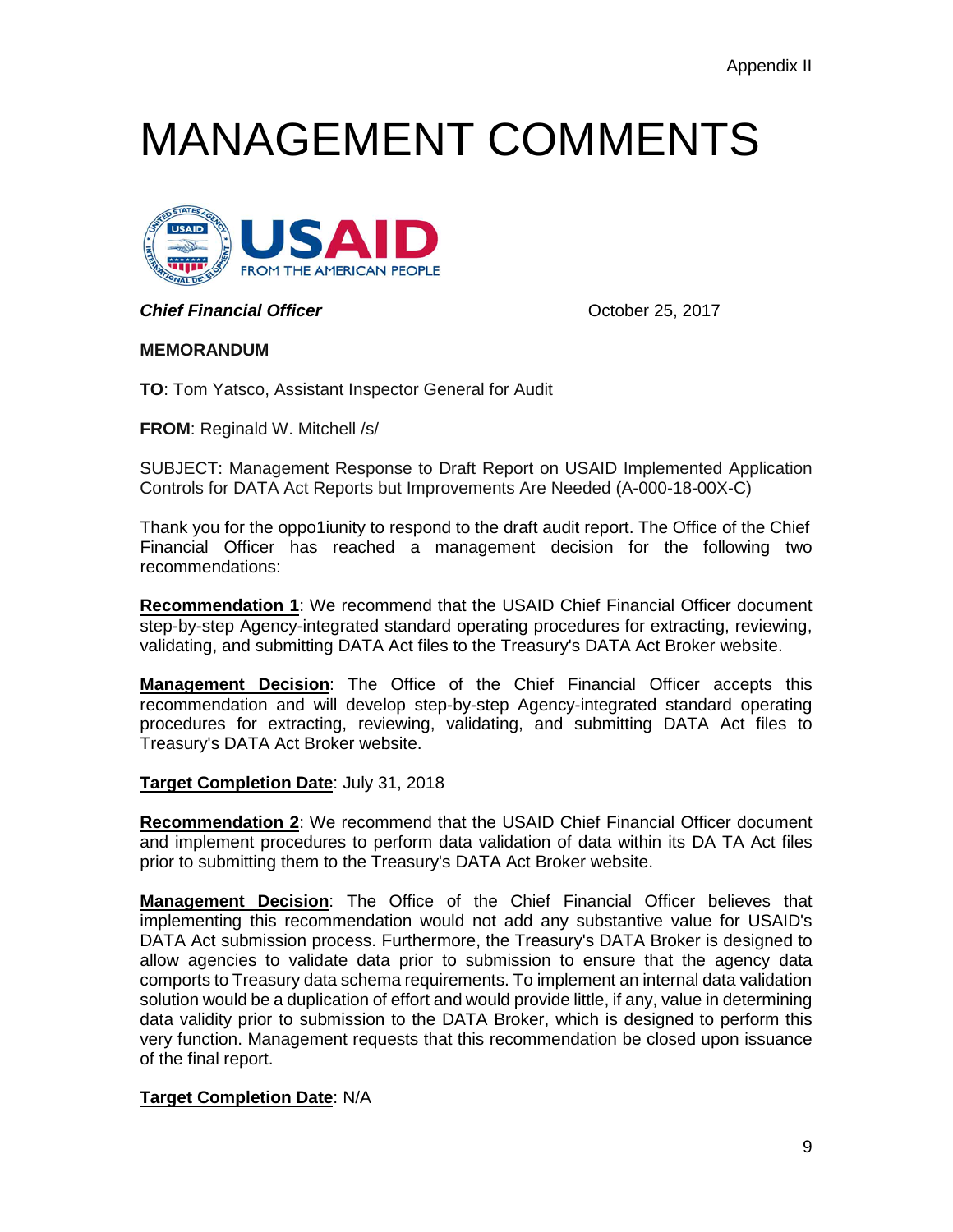Appendix II

# MANAGEMENT COMMENTS

USAID
FROM THE AMERICAN PEOPLE

***Chief Financial Officer*** October 25, 2017

**MEMORANDUM**

**TO**: Tom Yatsco, Assistant Inspector General for Audit

**FROM**: Reginald W. Mitchell /s/

SUBJECT: Management Response to Draft Report on USAID Implemented Application Controls for DATA Act Reports but Improvements Are Needed (A-000-18-00X-C)

Thank you for the oppo1iunity to respond to the draft audit report. The Office of the Chief Financial Officer has reached a management decision for the following two recommendations:

**Recommendation 1**: We recommend that the USAID Chief Financial Officer document step-by-step Agency-integrated standard operating procedures for extracting, reviewing, validating, and submitting DATA Act files to the Treasury's DATA Act Broker website.

**Management Decision**: The Office of the Chief Financial Officer accepts this recommendation and will develop step-by-step Agency-integrated standard operating procedures for extracting, reviewing, validating, and submitting DATA Act files to Treasury's DATA Act Broker website.

**Target Completion Date**: July 31, 2018

**Recommendation 2**: We recommend that the USAID Chief Financial Officer document and implement procedures to perform data validation of data within its DA TA Act files prior to submitting them to the Treasury's DATA Act Broker website.

**Management Decision**: The Office of the Chief Financial Officer believes that implementing this recommendation would not add any substantive value for USAID's DATA Act submission process. Furthermore, the Treasury's DATA Broker is designed to allow agencies to validate data prior to submission to ensure that the agency data comports to Treasury data schema requirements. To implement an internal data validation solution would be a duplication of effort and would provide little, if any, value in determining data validity prior to submission to the DATA Broker, which is designed to perform this very function. Management requests that this recommendation be closed upon issuance of the final report.

**Target Completion Date**: N/A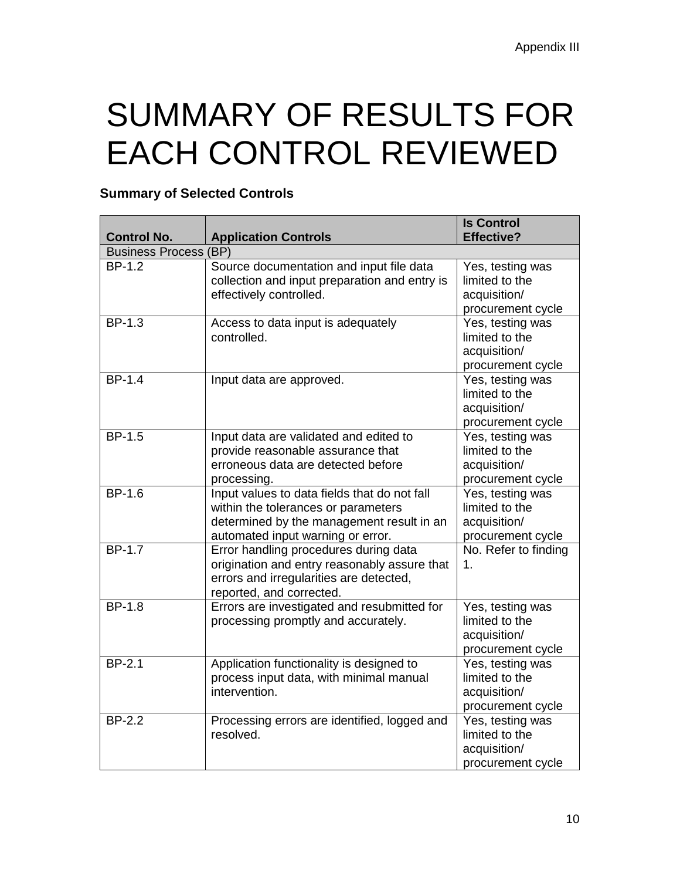# SUMMARY OF RESULTS FOR EACH CONTROL REVIEWED

**Summary of Selected Controls**

| Control No. | Application Controls | Is Control Effective? |
|---|---|---|
| Business Process (BP) | | |
| BP-1.2 | Source documentation and input file data collection and input preparation and entry is effectively controlled. | Yes, testing was limited to the acquisition/ procurement cycle |
| BP-1.3 | Access to data input is adequately controlled. | Yes, testing was limited to the acquisition/ procurement cycle |
| BP-1.4 | Input data are approved. | Yes, testing was limited to the acquisition/ procurement cycle |
| BP-1.5 | Input data are validated and edited to provide reasonable assurance that erroneous data are detected before processing. | Yes, testing was limited to the acquisition/ procurement cycle |
| BP-1.6 | Input values to data fields that do not fall within the tolerances or parameters determined by the management result in an automated input warning or error. | Yes, testing was limited to the acquisition/ procurement cycle |
| BP-1.7 | Error handling procedures during data origination and entry reasonably assure that errors and irregularities are detected, reported, and corrected. | No. Refer to finding 1. |
| BP-1.8 | Errors are investigated and resubmitted for processing promptly and accurately. | Yes, testing was limited to the acquisition/ procurement cycle |
| BP-2.1 | Application functionality is designed to process input data, with minimal manual intervention. | Yes, testing was limited to the acquisition/ procurement cycle |
| BP-2.2 | Processing errors are identified, logged and resolved. | Yes, testing was limited to the acquisition/ procurement cycle |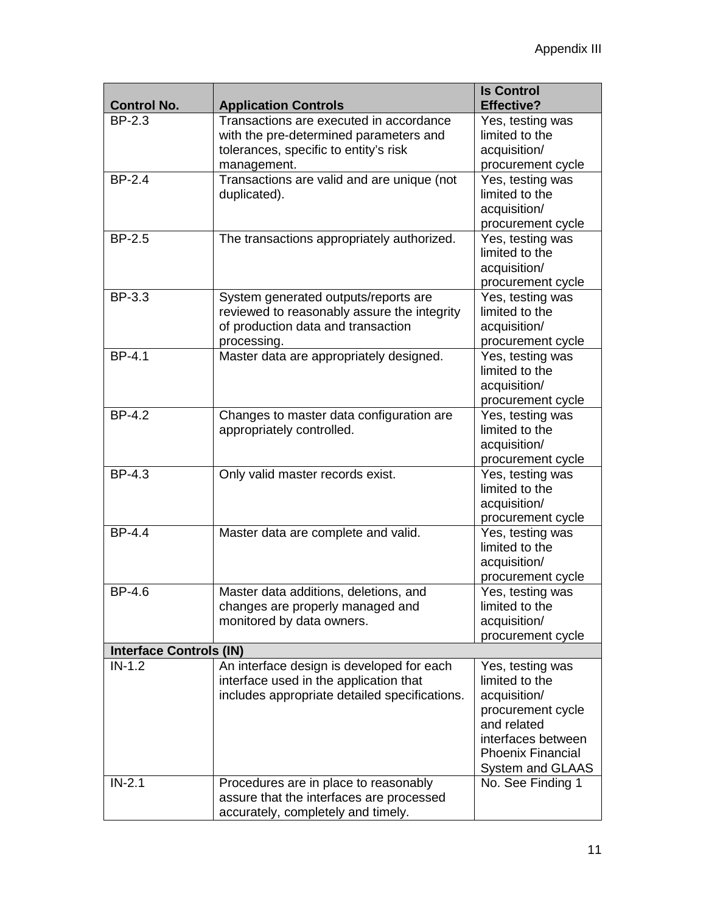| Control No. | Application Controls | Is Control Effective? |
|---|---|---|
| BP-2.3 | Transactions are executed in accordance with the pre-determined parameters and tolerances, specific to entity's risk management. | Yes, testing was limited to the acquisition/ procurement cycle |
| BP-2.4 | Transactions are valid and are unique (not duplicated). | Yes, testing was limited to the acquisition/ procurement cycle |
| BP-2.5 | The transactions appropriately authorized. | Yes, testing was limited to the acquisition/ procurement cycle |
| BP-3.3 | System generated outputs/reports are reviewed to reasonably assure the integrity of production data and transaction processing. | Yes, testing was limited to the acquisition/ procurement cycle |
| BP-4.1 | Master data are appropriately designed. | Yes, testing was limited to the acquisition/ procurement cycle |
| BP-4.2 | Changes to master data configuration are appropriately controlled. | Yes, testing was limited to the acquisition/ procurement cycle |
| BP-4.3 | Only valid master records exist. | Yes, testing was limited to the acquisition/ procurement cycle |
| BP-4.4 | Master data are complete and valid. | Yes, testing was limited to the acquisition/ procurement cycle |
| BP-4.6 | Master data additions, deletions, and changes are properly managed and monitored by data owners. | Yes, testing was limited to the acquisition/ procurement cycle |
| **Interface Controls (IN)** | | |
| IN-1.2 | An interface design is developed for each interface used in the application that includes appropriate detailed specifications. | Yes, testing was limited to the acquisition/ procurement cycle and related interfaces between Phoenix Financial System and GLAAS |
| IN-2.1 | Procedures are in place to reasonably assure that the interfaces are processed accurately, completely and timely. | No. See Finding 1 |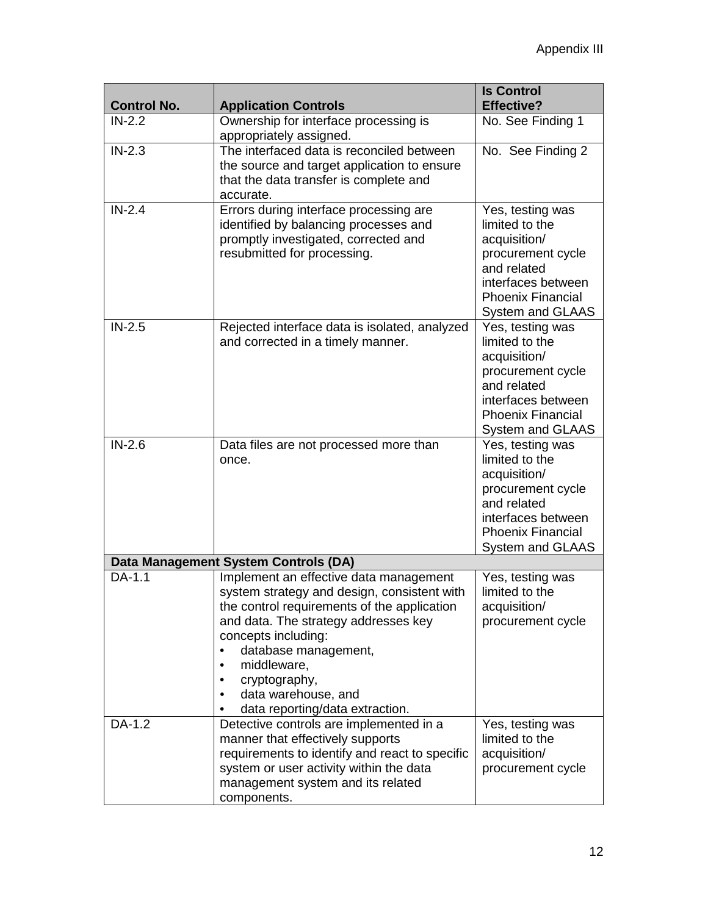| Control No. | Application Controls | Is Control Effective? |
|---|---|---|
| IN-2.2 | Ownership for interface processing is appropriately assigned. | No. See Finding 1 |
| IN-2.3 | The interfaced data is reconciled between the source and target application to ensure that the data transfer is complete and accurate. | No. See Finding 2 |
| IN-2.4 | Errors during interface processing are identified by balancing processes and promptly investigated, corrected and resubmitted for processing. | Yes, testing was limited to the acquisition/ procurement cycle and related interfaces between Phoenix Financial System and GLAAS |
| IN-2.5 | Rejected interface data is isolated, analyzed and corrected in a timely manner. | Yes, testing was limited to the acquisition/ procurement cycle and related interfaces between Phoenix Financial System and GLAAS |
| IN-2.6 | Data files are not processed more than once. | Yes, testing was limited to the acquisition/ procurement cycle and related interfaces between Phoenix Financial System and GLAAS |
| **Data Management System Controls (DA)** | | |
| DA-1.1 | Implement an effective data management system strategy and design, consistent with the control requirements of the application and data. The strategy addresses key concepts including: • database management, • middleware, • cryptography, • data warehouse, and • data reporting/data extraction. | Yes, testing was limited to the acquisition/ procurement cycle |
| DA-1.2 | Detective controls are implemented in a manner that effectively supports requirements to identify and react to specific system or user activity within the data management system and its related components. | Yes, testing was limited to the acquisition/ procurement cycle |